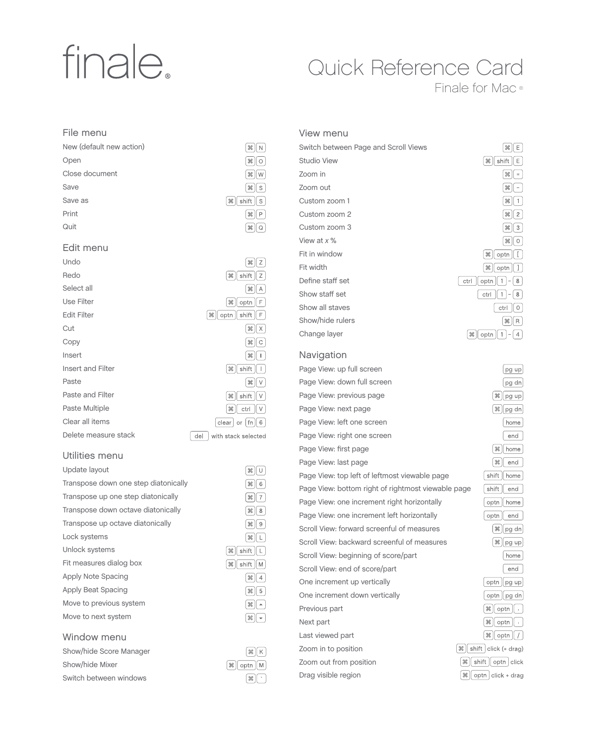# finale.

# Quick Reference Card

Finale for Mac

## File menu

| Command | Shortcut |
| --- | --- |
| New (default new action) | ⌘ N |
| Open | ⌘ O |
| Close document | ⌘ W |
| Save | ⌘ S |
| Save as | ⌘ shift S |
| Print | ⌘ P |
| Quit | ⌘ Q |

## Edit menu

| Command | Shortcut |
| --- | --- |
| Undo | ⌘ Z |
| Redo | ⌘ shift Z |
| Select all | ⌘ A |
| Use Filter | ⌘ optn F |
| Edit Filter | ⌘ optn shift F |
| Cut | ⌘ X |
| Copy | ⌘ C |
| Insert | ⌘ I |
| Insert and Filter | ⌘ shift I |
| Paste | ⌘ V |
| Paste and Filter | ⌘ shift V |
| Paste Multiple | ⌘ ctrl V |
| Clear all items | clear or fn 6 |
| Delete measure stack | del with stack selected |

## Utilities menu

| Command | Shortcut |
| --- | --- |
| Update layout | ⌘ U |
| Transpose down one step diatonically | ⌘ 6 |
| Transpose up one step diatonically | ⌘ 7 |
| Transpose down octave diatonically | ⌘ 8 |
| Transpose up octave diatonically | ⌘ 9 |
| Lock systems | ⌘ L |
| Unlock systems | ⌘ shift L |
| Fit measures dialog box | ⌘ shift M |
| Apply Note Spacing | ⌘ 4 |
| Apply Beat Spacing | ⌘ 5 |
| Move to previous system | ⌘ ▲ |
| Move to next system | ⌘ ▼ |

## Window menu

| Command | Shortcut |
| --- | --- |
| Show/hide Score Manager | ⌘ K |
| Show/hide Mixer | ⌘ optn M |
| Switch between windows | ⌘ ` |

## View menu

| Command | Shortcut |
| --- | --- |
| Switch between Page and Scroll Views | ⌘ E |
| Studio View | ⌘ shift E |
| Zoom in | ⌘ = |
| Zoom out | ⌘ – |
| Custom zoom 1 | ⌘ 1 |
| Custom zoom 2 | ⌘ 2 |
| Custom zoom 3 | ⌘ 3 |
| View at *x* % | ⌘ 0 |
| Fit in window | ⌘ optn [ |
| Fit width | ⌘ optn ] |
| Define staff set | ctrl optn 1 - 8 |
| Show staff set | ctrl 1 - 8 |
| Show all staves | ctrl 0 |
| Show/hide rulers | ⌘ R |
| Change layer | ⌘ optn 1 - 4 |

## Navigation

| Command | Shortcut |
| --- | --- |
| Page View: up full screen | pg up |
| Page View: down full screen | pg dn |
| Page View: previous page | ⌘ pg up |
| Page View: next page | ⌘ pg dn |
| Page View: left one screen | home |
| Page View: right one screen | end |
| Page View: first page | ⌘ home |
| Page View: last page | ⌘ end |
| Page View: top left of leftmost viewable page | shift home |
| Page View: bottom right of rightmost viewable page | shift end |
| Page View: one increment right horizontally | optn home |
| Page View: one increment left horizontally | optn end |
| Scroll View: forward screenful of measures | ⌘ pg dn |
| Scroll View: backward screenful of measures | ⌘ pg up |
| Scroll View: beginning of score/part | home |
| Scroll View: end of score/part | end |
| One increment up vertically | optn pg up |
| One increment down vertically | optn pg dn |
| Previous part | ⌘ optn , |
| Next part | ⌘ optn . |
| Last viewed part | ⌘ optn / |
| Zoom in to position | ⌘ shift click (+ drag) |
| Zoom out from position | ⌘ shift optn click |
| Drag visible region | ⌘ optn click + drag |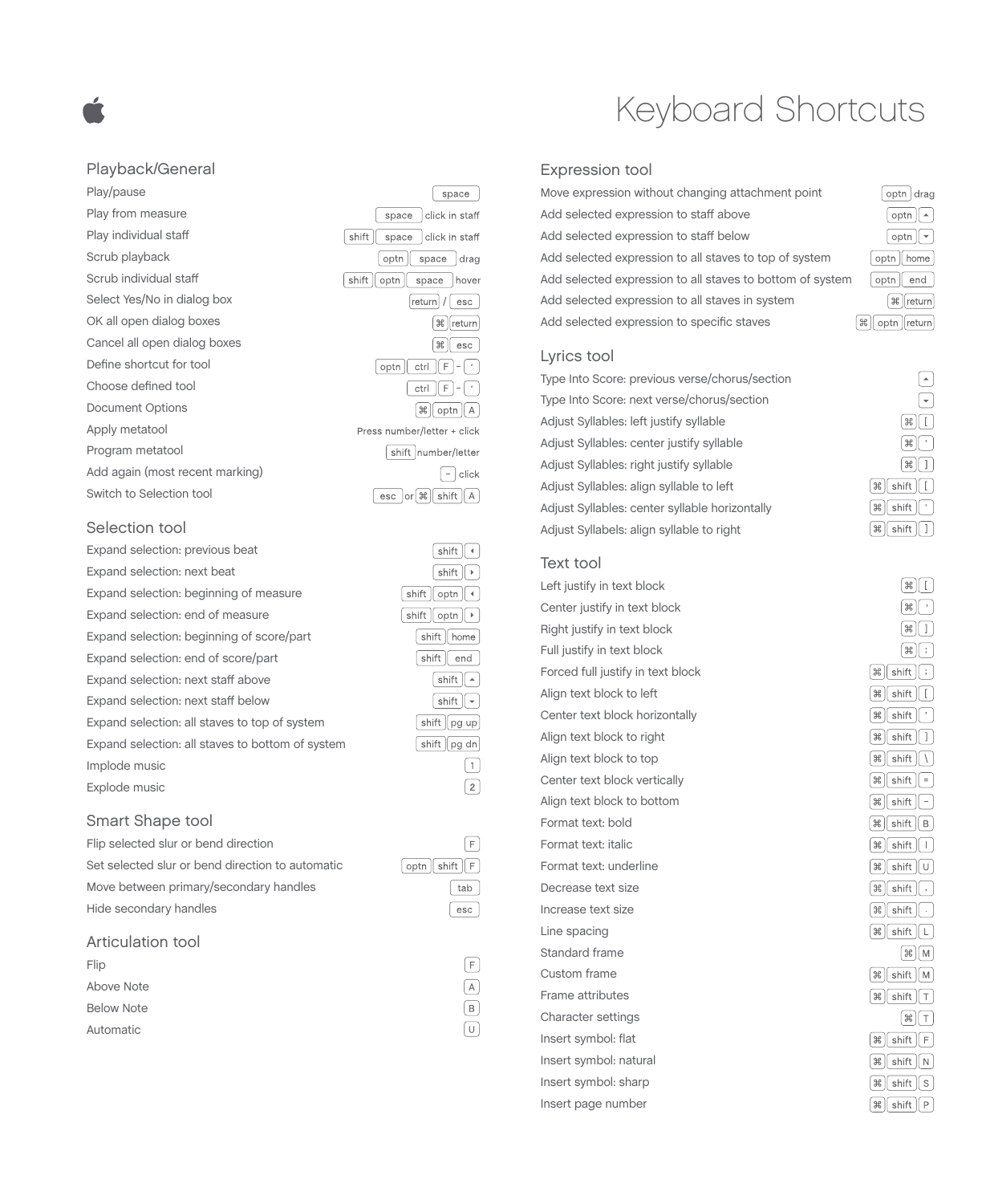# Keyboard Shortcuts

## Playback/General

| Action | Shortcut |
|---|---|
| Play/pause | space |
| Play from measure | space click in staff |
| Play individual staff | shift space click in staff |
| Scrub playback | optn space drag |
| Scrub individual staff | shift optn space hover |
| Select Yes/No in dialog box | return / esc |
| OK all open dialog boxes | ⌘ return |
| Cancel all open dialog boxes | ⌘ esc |
| Define shortcut for tool | optn ctrl F - ' |
| Choose defined tool | ctrl F - ' |
| Document Options | ⌘ optn A |
| Apply metatool | Press number/letter + click |
| Program metatool | shift number/letter |
| Add again (most recent marking) | - click |
| Switch to Selection tool | esc or ⌘ shift A |

## Selection tool

| Action | Shortcut |
|---|---|
| Expand selection: previous beat | shift ◂ |
| Expand selection: next beat | shift ▸ |
| Expand selection: beginning of measure | shift optn ◂ |
| Expand selection: end of measure | shift optn ▸ |
| Expand selection: beginning of score/part | shift home |
| Expand selection: end of score/part | shift end |
| Expand selection: next staff above | shift ▴ |
| Expand selection: next staff below | shift ▾ |
| Expand selection: all staves to top of system | shift pg up |
| Expand selection: all staves to bottom of system | shift pg dn |
| Implode music | 1 |
| Explode music | 2 |

## Smart Shape tool

| Action | Shortcut |
|---|---|
| Flip selected slur or bend direction | F |
| Set selected slur or bend direction to automatic | optn shift F |
| Move between primary/secondary handles | tab |
| Hide secondary handles | esc |

## Articulation tool

| Action | Shortcut |
|---|---|
| Flip | F |
| Above Note | A |
| Below Note | B |
| Automatic | U |

## Expression tool

| Action | Shortcut |
|---|---|
| Move expression without changing attachment point | optn drag |
| Add selected expression to staff above | optn ▴ |
| Add selected expression to staff below | optn ▾ |
| Add selected expression to all staves to top of system | optn home |
| Add selected expression to all staves to bottom of system | optn end |
| Add selected expression to all staves in system | ⌘ return |
| Add selected expression to specific staves | ⌘ optn return |

## Lyrics tool

| Action | Shortcut |
|---|---|
| Type Into Score: previous verse/chorus/section | ▴ |
| Type Into Score: next verse/chorus/section | ▾ |
| Adjust Syllables: left justify syllable | ⌘ [ |
| Adjust Syllables: center justify syllable | ⌘ ' |
| Adjust Syllables: right justify syllable | ⌘ ] |
| Adjust Syllables: align syllable to left | ⌘ shift [ |
| Adjust Syllables: center syllable horizontally | ⌘ shift ' |
| Adjust Syllabels: align syllable to right | ⌘ shift ] |

## Text tool

| Action | Shortcut |
|---|---|
| Left justify in text block | ⌘ [ |
| Center justify in text block | ⌘ ' |
| Right justify in text block | ⌘ ] |
| Full justify in text block | ⌘ ; |
| Forced full justify in text block | ⌘ shift ; |
| Align text block to left | ⌘ shift [ |
| Center text block horizontally | ⌘ shift ' |
| Align text block to right | ⌘ shift ] |
| Align text block to top | ⌘ shift \ |
| Center text block vertically | ⌘ shift = |
| Align text block to bottom | ⌘ shift - |
| Format text: bold | ⌘ shift B |
| Format text: italic | ⌘ shift I |
| Format text: underline | ⌘ shift U |
| Decrease text size | ⌘ shift , |
| Increase text size | ⌘ shift . |
| Line spacing | ⌘ shift L |
| Standard frame | ⌘ M |
| Custom frame | ⌘ shift M |
| Frame attributes | ⌘ shift T |
| Character settings | ⌘ T |
| Insert symbol: flat | ⌘ shift F |
| Insert symbol: natural | ⌘ shift N |
| Insert symbol: sharp | ⌘ shift S |
| Insert page number | ⌘ shift P |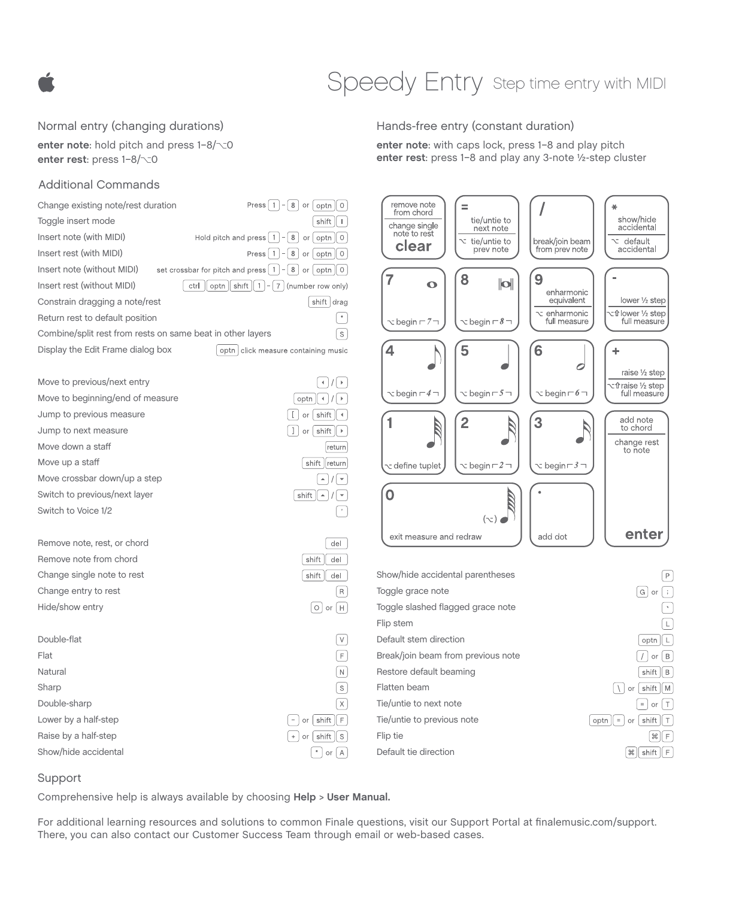# Speedy Entry

Step time entry with MIDI

## Normal entry (changing durations)

**enter note**: hold pitch and press 1–8/⌥0
**enter rest**: press 1–8/⌥0

## Hands-free entry (constant duration)

**enter note**: with caps lock, press 1–8 and play pitch
**enter rest**: press 1–8 and play any 3-note ½-step cluster

## Additional Commands

| Command | Shortcut |
|---|---|
| Change existing note/rest duration | Press 1 – 8 or optn 0 |
| Toggle insert mode | shift I |
| Insert note (with MIDI) | Hold pitch and press 1 – 8 or optn 0 |
| Insert rest (with MIDI) | Press 1 – 8 or optn 0 |
| Insert note (without MIDI) | set crossbar for pitch and press 1 – 8 or optn 0 |
| Insert rest (without MIDI) | ctrl optn shift 1 – 7 (number row only) |
| Constrain dragging a note/rest | shift drag |
| Return rest to default position | * |
| Combine/split rest from rests on same beat in other layers | S |
| Display the Edit Frame dialog box | optn click measure containing music |

| Command | Shortcut |
|---|---|
| Move to previous/next entry | ◂ / ▸ |
| Move to beginning/end of measure | optn ◂ / ▸ |
| Jump to previous measure | [ or shift ◂ |
| Jump to next measure | ] or shift ▸ |
| Move down a staff | return |
| Move up a staff | shift return |
| Move crossbar down/up a step | ▴ / ▾ |
| Switch to previous/next layer | shift ▴ / ▾ |
| Switch to Voice 1/2 | ' |

| Command | Shortcut |
|---|---|
| Remove note, rest, or chord | del |
| Remove note from chord | shift del |
| Change single note to rest | shift del |
| Change entry to rest | R |
| Hide/show entry | O or H |

| Command | Shortcut |
|---|---|
| Double-flat | V |
| Flat | F |
| Natural | N |
| Sharp | S |
| Double-sharp | X |
| Lower by a half-step | - or shift F |
| Raise by a half-step | + or shift S |
| Show/hide accidental | * or A |

### Numeric keypad

| Key | Function | With ⌥ |
|---|---|---|
| clear | remove note from chord / change single note to rest | |
| = | tie/untie to next note | ⌥ tie/untie to prev note |
| / | break/join beam from prev note | |
| * | show/hide accidental | ⌥ default accidental |
| 7 | whole note | ⌥ begin ⌐7¬ |
| 8 | double whole note | ⌥ begin ⌐8¬ |
| 9 | enharmonic equivalent | ⌥ enharmonic full measure |
| - | lower ½ step | ⌥⇧ lower ½ step full measure |
| 4 | eighth note | ⌥ begin ⌐4¬ |
| 5 | quarter note | ⌥ begin ⌐5¬ |
| 6 | half note | ⌥ begin ⌐6¬ |
| + | raise ½ step | ⌥⇧ raise ½ step full measure |
| 1 | 64th note | ⌥ define tuplet |
| 2 | 32nd note | ⌥ begin ⌐2¬ |
| 3 | 16th note | ⌥ begin ⌐3¬ |
| enter | add note to chord / change rest to note | |
| 0 | exit measure and redraw | (⌥) 128th note |
| . | add dot | |

| Command | Shortcut |
|---|---|
| Show/hide accidental parentheses | P |
| Toggle grace note | G or ; |
| Toggle slashed flagged grace note | ` |
| Flip stem | L |
| Default stem direction | optn L |
| Break/join beam from previous note | / or B |
| Restore default beaming | shift B |
| Flatten beam | \ or shift M |
| Tie/untie to next note | = or T |
| Tie/untie to previous note | optn = or shift T |
| Flip tie | ⌘ F |
| Default tie direction | ⌘ shift F |

## Support

Comprehensive help is always available by choosing **Help** > **User Manual.**

For additional learning resources and solutions to common Finale questions, visit our Support Portal at finalemusic.com/support. There, you can also contact our Customer Success Team through email or web-based cases.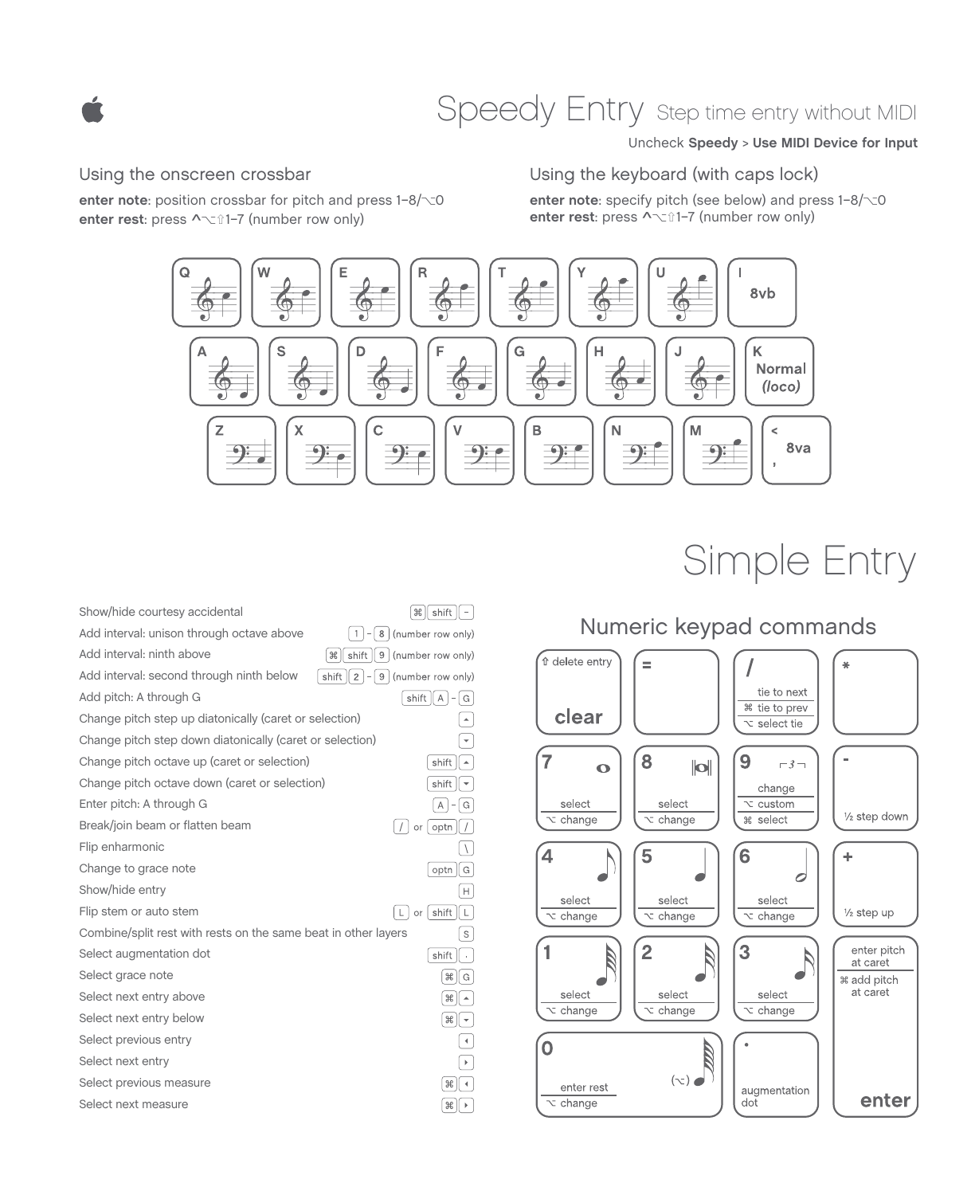# Speedy Entry

Step time entry without MIDI

Uncheck **Speedy** > **Use MIDI Device for Input**

## Using the onscreen crossbar

**enter note**: position crossbar for pitch and press 1–8/⌥0
**enter rest**: press ^⌥⇧1–7 (number row only)

## Using the keyboard (with caps lock)

**enter note**: specify pitch (see below) and press 1–8/⌥0
**enter rest**: press ^⌥⇧1–7 (number row only)

Q W E R T Y U
I 8vb
A S D F G H J
K Normal *(loco)*
Z X C V B N M
< , 8va

# Simple Entry

| | |
|---|---|
| Show/hide courtesy accidental | ⌘ shift - |
| Add interval: unison through octave above | 1 - 8 (number row only) |
| Add interval: ninth above | ⌘ shift 9 (number row only) |
| Add interval: second through ninth below | shift 2 - 9 (number row only) |
| Add pitch: A through G | shift A - G |
| Change pitch step up diatonically (caret or selection) | ▲ |
| Change pitch step down diatonically (caret or selection) | ▼ |
| Change pitch octave up (caret or selection) | shift ▲ |
| Change pitch octave down (caret or selection) | shift ▼ |
| Enter pitch: A through G | A - G |
| Break/join beam or flatten beam | / or optn / |
| Flip enharmonic | \ |
| Change to grace note | optn G |
| Show/hide entry | H |
| Flip stem or auto stem | L or shift L |
| Combine/split rest with rests on the same beat in other layers | S |
| Select augmentation dot | shift . |
| Select grace note | ⌘ G |
| Select next entry above | ⌘ ▲ |
| Select next entry below | ⌘ ▼ |
| Select previous entry | ◀ |
| Select next entry | ▶ |
| Select previous measure | ⌘ ◀ |
| Select next measure | ⌘ ▶ |

## Numeric keypad commands

- **clear**: ⇧ delete entry
- **=**
- **/**: tie to next; ⌘ tie to prev; ⌥ select tie
- **\***
- **7**: select; ⌥ change
- **8**: select; ⌥ change
- **9**: change; ⌥ custom; ⌘ select
- **-**: ½ step down
- **4**: select; ⌥ change
- **5**: select; ⌥ change
- **6**: select; ⌥ change
- **+**: ½ step up
- **1**: select; ⌥ change
- **2**: select; ⌥ change
- **3**: select; ⌥ change
- **enter**: enter pitch at caret; ⌘ add pitch at caret
- **0**: enter rest; ⌥ change (⌥)
- **.**: augmentation dot